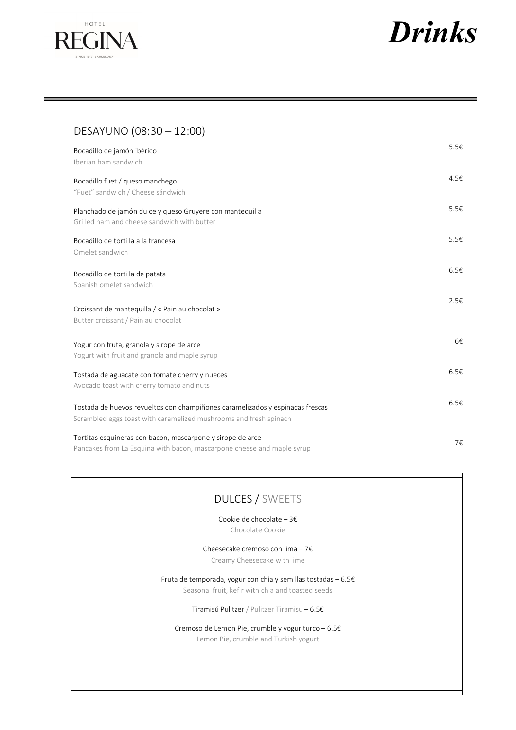HOTEL REGINA
SINCE 1917 · BARCELONA

# *Drinks*

## DESAYUNO (08:30 – 12:00)

| | |
|---|---|
| Bocadillo de jamón ibérico<br>Iberian ham sandwich | 5.5€ |
| Bocadillo fuet / queso manchego<br>"Fuet" sandwich / Cheese sándwich | 4.5€ |
| Planchado de jamón dulce y queso Gruyere con mantequilla<br>Grilled ham and cheese sandwich with butter | 5.5€ |
| Bocadillo de tortilla a la francesa<br>Omelet sandwich | 5.5€ |
| Bocadillo de tortilla de patata<br>Spanish omelet sandwich | 6.5€ |
| Croissant de mantequilla / « Pain au chocolat »<br>Butter croissant / Pain au chocolat | 2.5€ |
| Yogur con fruta, granola y sirope de arce<br>Yogurt with fruit and granola and maple syrup | 6€ |
| Tostada de aguacate con tomate cherry y nueces<br>Avocado toast with cherry tomato and nuts | 6.5€ |
| Tostada de huevos revueltos con champiñones caramelizados y espinacas frescas<br>Scrambled eggs toast with caramelized mushrooms and fresh spinach | 6.5€ |
| Tortitas esquineras con bacon, mascarpone y sirope de arce<br>Pancakes from La Esquina with bacon, mascarpone cheese and maple syrup | 7€ |

## DULCES / SWEETS

Cookie de chocolate – 3€
Chocolate Cookie

Cheesecake cremoso con lima – 7€
Creamy Cheesecake with lime

Fruta de temporada, yogur con chía y semillas tostadas – 6.5€
Seasonal fruit, kefir with chia and toasted seeds

Tiramisú Pulitzer / Pulitzer Tiramisu – 6.5€

Cremoso de Lemon Pie, crumble y yogur turco – 6.5€
Lemon Pie, crumble and Turkish yogurt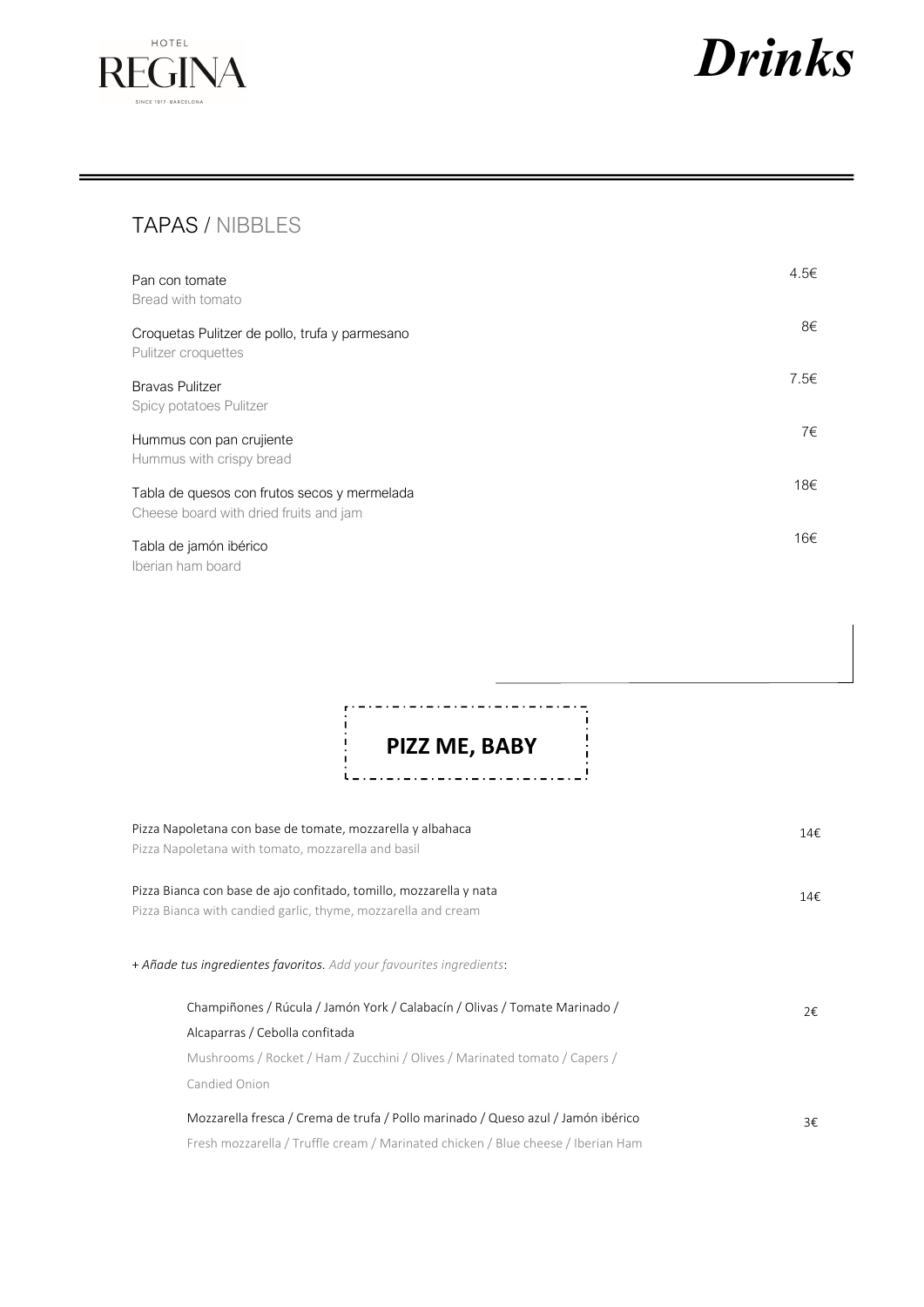# Drinks

## TAPAS / NIBBLES

| | |
|---|---|
| Pan con tomate<br>Bread with tomato | 4.5€ |
| Croquetas Pulitzer de pollo, trufa y parmesano<br>Pulitzer croquettes | 8€ |
| Bravas Pulitzer<br>Spicy potatoes Pulitzer | 7.5€ |
| Hummus con pan crujiente<br>Hummus with crispy bread | 7€ |
| Tabla de quesos con frutos secos y mermelada<br>Cheese board with dried fruits and jam | 18€ |
| Tabla de jamón ibérico<br>Iberian ham board | 16€ |

## PIZZ ME, BABY

| | |
|---|---|
| Pizza Napoletana con base de tomate, mozzarella y albahaca<br>Pizza Napoletana with tomato, mozzarella and basil | 14€ |
| Pizza Bianca con base de ajo confitado, tomillo, mozzarella y nata<br>Pizza Bianca with candied garlic, thyme, mozzarella and cream | 14€ |

*+ Añade tus ingredientes favoritos. Add your favourites ingredients*:

| | |
|---|---|
| Champiñones / Rúcula / Jamón York / Calabacín / Olivas / Tomate Marinado / Alcaparras / Cebolla confitada<br>Mushrooms / Rocket / Ham / Zucchini / Olives / Marinated tomato / Capers / Candied Onion | 2€ |
| Mozzarella fresca / Crema de trufa / Pollo marinado / Queso azul / Jamón ibérico<br>Fresh mozzarella / Truffle cream / Marinated chicken / Blue cheese / Iberian Ham | 3€ |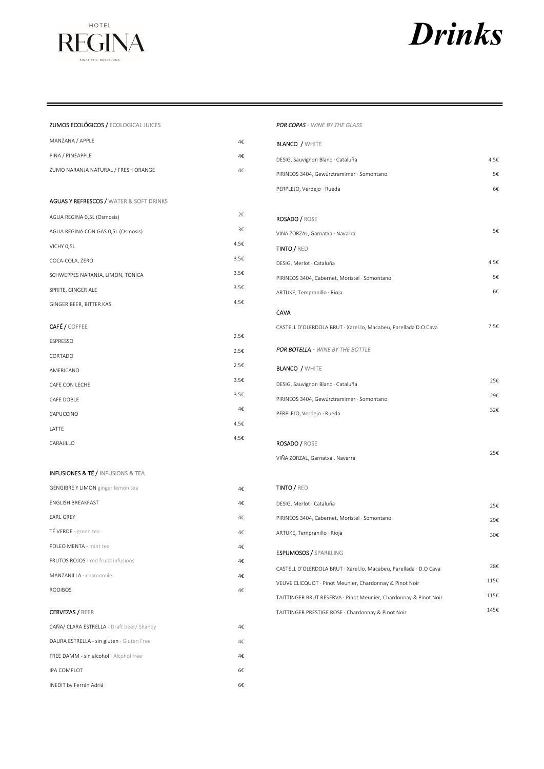HOTEL

REGINA

SINCE 1917 · BARCELONA

# *Drinks*

## ZUMOS ECOLÓGICOS / ECOLOGICAL JUICES

| | |
|---|---|
| MANZANA / APPLE | 4€ |
| PIÑA / PINEAPPLE | 4€ |
| ZUMO NARANJA NATURAL / FRESH ORANGE | 4€ |

## AGUAS Y REFRESCOS / WATER & SOFT DRINKS

| | |
|---|---|
| AGUA REGINA 0,5L (Osmosis) | 2€ |
| AGUA REGINA CON GAS 0,5L (Osmosis) | 3€ |
| VICHY 0,5L | 4.5€ |
| COCA-COLA, ZERO | 3.5€ |
| SCHWEPPES NARANJA, LIMON, TONICA | 3.5€ |
| SPRITE, GINGER ALE | 3.5€ |
| GINGER BEER, BITTER KAS | 4.5€ |

## CAFÉ / COFFEE

| | |
|---|---|
| ESPRESSO | 2.5€ |
| CORTADO | 2.5€ |
| AMERICANO | 2.5€ |
| CAFE CON LECHE | 3.5€ |
| CAFE DOBLE | 3.5€ |
| CAPUCCINO | 4€ |
| LATTE | 4.5€ |
| CARAJILLO | 4.5€ |

## INFUSIONES & TÉ / INFUSIONS & TEA

| | |
|---|---|
| GENGIBRE Y LIMON ginger lemon tea | 4€ |
| ENGLISH BREAKFAST | 4€ |
| EARL GREY | 4€ |
| TÉ VERDE - green tea | 4€ |
| POLEO MENTA - mint tea | 4€ |
| FRUTOS ROJOS - red fruits infusions | 4€ |
| MANZANILLA - chamomile | 4€ |
| ROOIBOS | 4€ |

## CERVEZAS / BEER

| | |
|---|---|
| CAÑA/ CLARA ESTRELLA - Draft beer/ Shandy | 4€ |
| DAURA ESTRELLA - sin gluten · Gluten Free | 4€ |
| FREE DAMM - sin alcohol · Alcohol free | 4€ |
| IPA COMPLOT | 6€ |
| INEDIT by Ferrán Adriá | 6€ |

## *POR COPAS - WINE BY THE GLASS*

### BLANCO / WHITE

| | |
|---|---|
| DESIG, Sauvignon Blanc · Cataluña | 4.5€ |
| PIRINEOS 3404, Gewúrztramimer · Somontano | 5€ |
| PERPLEJO, Verdejo · Rueda | 6€ |

### ROSADO / ROSE

| | |
|---|---|
| VIÑA ZORZAL, Garnatxa · Navarra | 5€ |

### TINTO / RED

| | |
|---|---|
| DESIG, Merlot · Cataluña | 4.5€ |
| PIRINEOS 3404, Cabernet, Moristel · Somontano | 5€ |
| ARTUKE, Tempranillo · Rioja | 6€ |

### CAVA

| | |
|---|---|
| CASTELL D'OLERDOLA BRUT · Xarel.lo, Macabeu, Parellada D.O Cava | 7.5€ |

## *POR BOTELLA - WINE BY THE BOTTLE*

### BLANCO / WHITE

| | |
|---|---|
| DESIG, Sauvignon Blanc · Cataluña | 25€ |
| PIRINEOS 3404, Gewúrztramimer · Somontano | 29€ |
| PERPLEJO, Verdejo · Rueda | 32€ |

### ROSADO / ROSE

| | |
|---|---|
| VIÑA ZORZAL, Garnatxa . Navarra | 25€ |

### TINTO / RED

| | |
|---|---|
| DESIG, Merlot · Cataluña | 25€ |
| PIRINEOS 3404, Cabernet, Moristel · Somontano | 29€ |
| ARTUKE, Tempranillo · Rioja | 30€ |

### ESPUMOSOS / SPARKLING

| | |
|---|---|
| CASTELL D'OLERDOLA BRUT · Xarel.lo, Macabeu, Parellada · D.O Cava | 28€ |
| VEUVE CLICQUOT · Pinot Meunier, Chardonnay & Pinot Noir | 115€ |
| TAITTINGER BRUT RESERVA · Pinot Meunier, Chardonnay & Pinot Noir | 115€ |
| TAITTINGER PRESTIGE ROSE · Chardonnay & Pinot Noir | 145€ |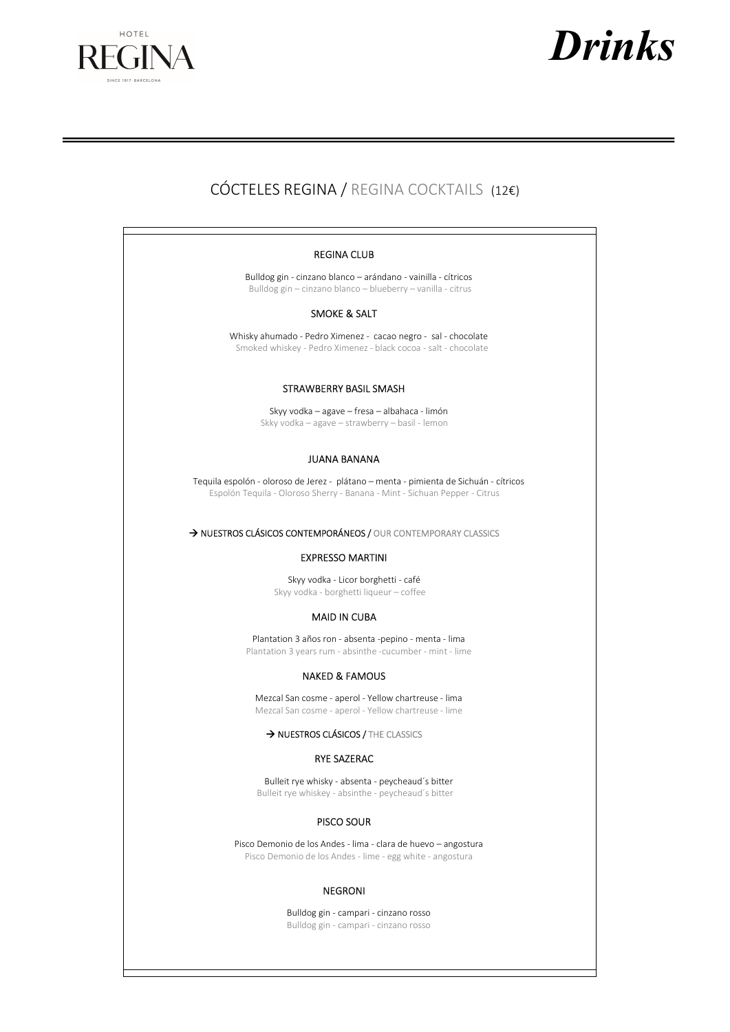HOTEL REGINA

SINCE 1917 · BARCELONA

# Drinks

## CÓCTELES REGINA / REGINA COCKTAILS (12€)

### REGINA CLUB

Bulldog gin - cinzano blanco – arándano - vainilla - cítricos
Bulldog gin – cinzano blanco – blueberry – vanilla - citrus

### SMOKE & SALT

Whisky ahumado - Pedro Ximenez - cacao negro - sal - chocolate
Smoked whiskey - Pedro Ximenez - black cocoa - salt - chocolate

### STRAWBERRY BASIL SMASH

Skyy vodka – agave – fresa – albahaca - limón
Skky vodka – agave – strawberry – basil - lemon

### JUANA BANANA

Tequila espolón - oloroso de Jerez - plátano – menta - pimienta de Sichuán - cítricos
Espolón Tequila - Oloroso Sherry - Banana - Mint - Sichuan Pepper - Citrus

**→ NUESTROS CLÁSICOS CONTEMPORÁNEOS /** OUR CONTEMPORARY CLASSICS

### EXPRESSO MARTINI

Skyy vodka - Licor borghetti - café
Skyy vodka - borghetti liqueur – coffee

### MAID IN CUBA

Plantation 3 años ron - absenta -pepino - menta - lima
Plantation 3 years rum - absinthe -cucumber - mint - lime

### NAKED & FAMOUS

Mezcal San cosme - aperol - Yellow chartreuse - lima
Mezcal San cosme - aperol - Yellow chartreuse - lime

**→ NUESTROS CLÁSICOS /** THE CLASSICS

### RYE SAZERAC

Bulleit rye whisky - absenta - peycheaud´s bitter
Bulleit rye whiskey - absinthe - peycheaud´s bitter

### PISCO SOUR

Pisco Demonio de los Andes - lima - clara de huevo – angostura
Pisco Demonio de los Andes - lime - egg white - angostura

### NEGRONI

Bulldog gin - campari - cinzano rosso
Bulldog gin - campari - cinzano rosso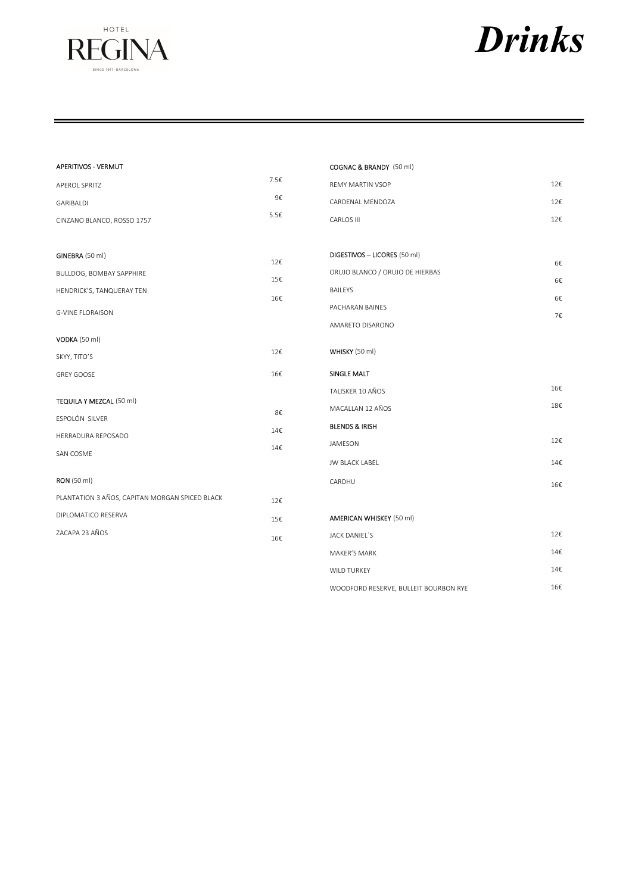HOTEL REGINA
SINCE 1917 · BARCELONA

# *Drinks*

## APERITIVOS - VERMUT

| | |
|---|---|
| APEROL SPRITZ | 7.5€ |
| GARIBALDI | 9€ |
| CINZANO BLANCO, ROSSO 1757 | 5.5€ |

## GINEBRA (50 ml)

| | |
|---|---|
| BULLDOG, BOMBAY SAPPHIRE | 12€ |
| HENDRICK'S, TANQUERAY TEN | 15€ |
| G-VINE FLORAISON | 16€ |

## VODKA (50 ml)

| | |
|---|---|
| SKYY, TITO'S | 12€ |
| GREY GOOSE | 16€ |

## TEQUILA Y MEZCAL (50 ml)

| | |
|---|---|
| ESPOLÓN SILVER | 8€ |
| HERRADURA REPOSADO | 14€ |
| SAN COSME | 14€ |

## RON (50 ml)

| | |
|---|---|
| PLANTATION 3 AÑOS, CAPITAN MORGAN SPICED BLACK | 12€ |
| DIPLOMATICO RESERVA | 15€ |
| ZACAPA 23 AÑOS | 16€ |

## COGNAC & BRANDY (50 ml)

| | |
|---|---|
| REMY MARTIN VSOP | 12€ |
| CARDENAL MENDOZA | 12€ |
| CARLOS III | 12€ |

## DIGESTIVOS – LICORES (50 ml)

| | |
|---|---|
| ORUJO BLANCO / ORUJO DE HIERBAS | 6€ |
| BAILEYS | 6€ |
| PACHARAN BAINES | 6€ |
| AMARETO DISARONO | 7€ |

## WHISKY (50 ml)

### SINGLE MALT

| | |
|---|---|
| TALISKER 10 AÑOS | 16€ |
| MACALLAN 12 AÑOS | 18€ |

### BLENDS & IRISH

| | |
|---|---|
| JAMESON | 12€ |
| JW BLACK LABEL | 14€ |
| CARDHU | 16€ |

## AMERICAN WHISKEY (50 ml)

| | |
|---|---|
| JACK DANIEL`S | 12€ |
| MAKER'S MARK | 14€ |
| WILD TURKEY | 14€ |
| WOODFORD RESERVE, BULLEIT BOURBON RYE | 16€ |